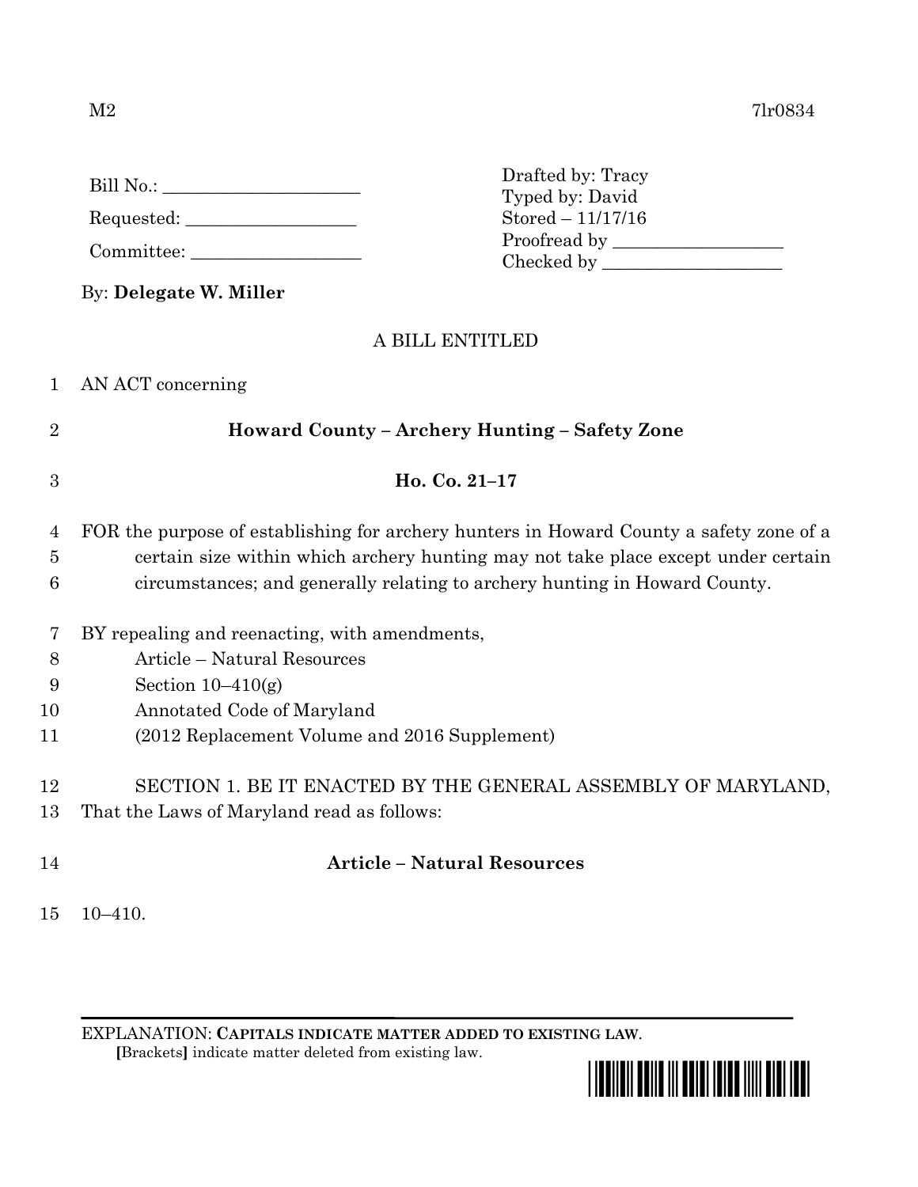M2 7lr0834

Bill No.: ______________________

Requested: ___________________

Committee: ___________________

Drafted by: Tracy
Typed by: David
Stored – 11/17/16
Proofread by ___________________
Checked by ____________________

By: **Delegate W. Miller**

A BILL ENTITLED

1 AN ACT concerning

2 **Howard County – Archery Hunting – Safety Zone**

3 **Ho. Co. 21–17**

4 FOR the purpose of establishing for archery hunters in Howard County a safety zone of a
5 certain size within which archery hunting may not take place except under certain
6 circumstances; and generally relating to archery hunting in Howard County.

7 BY repealing and reenacting, with amendments,
8 Article – Natural Resources
9 Section 10–410(g)
10 Annotated Code of Maryland
11 (2012 Replacement Volume and 2016 Supplement)

12 SECTION 1. BE IT ENACTED BY THE GENERAL ASSEMBLY OF MARYLAND,
13 That the Laws of Maryland read as follows:

14 **Article – Natural Resources**

15 10–410.

---

EXPLANATION: **CAPITALS INDICATE MATTER ADDED TO EXISTING LAW**.
**[**Brackets**]** indicate matter deleted from existing law.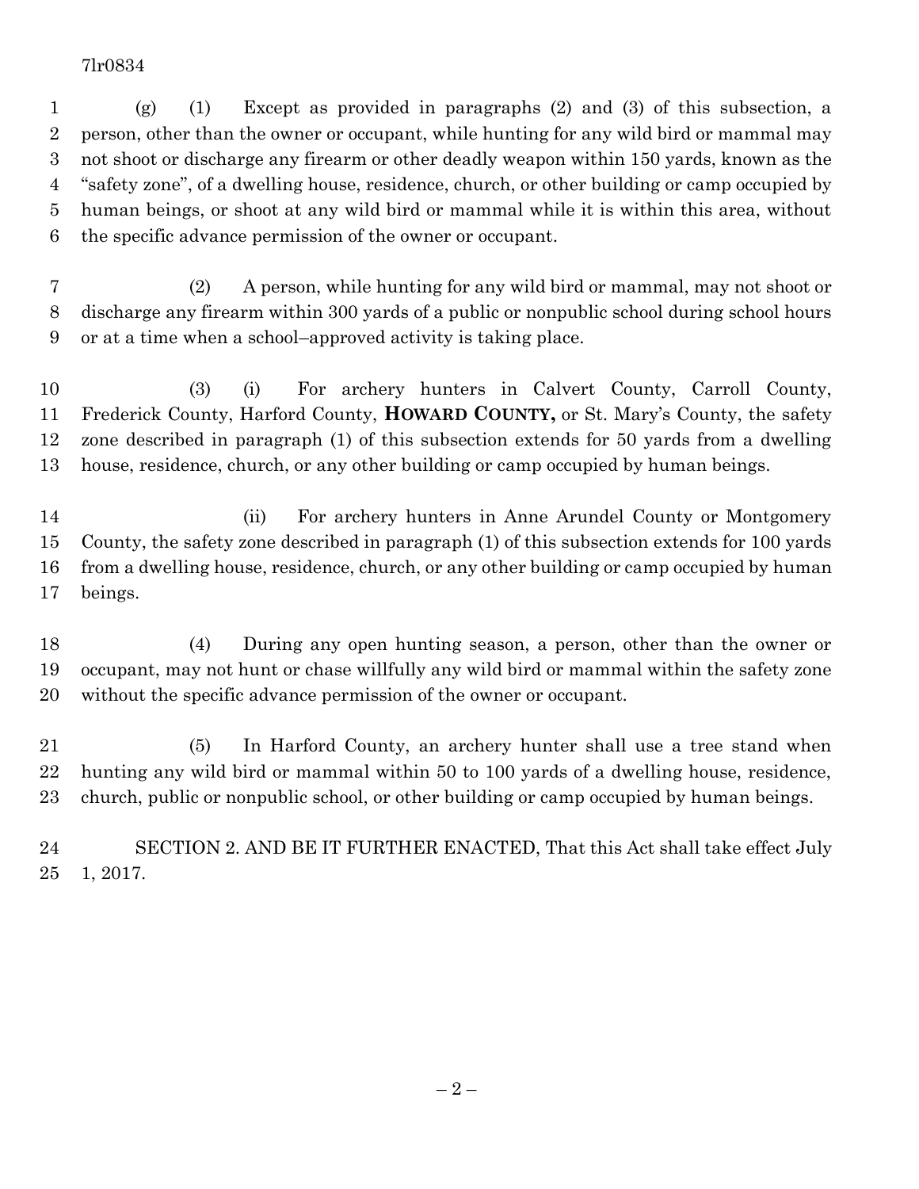(g) (1) Except as provided in paragraphs (2) and (3) of this subsection, a person, other than the owner or occupant, while hunting for any wild bird or mammal may not shoot or discharge any firearm or other deadly weapon within 150 yards, known as the "safety zone", of a dwelling house, residence, church, or other building or camp occupied by human beings, or shoot at any wild bird or mammal while it is within this area, without the specific advance permission of the owner or occupant.

(2) A person, while hunting for any wild bird or mammal, may not shoot or discharge any firearm within 300 yards of a public or nonpublic school during school hours or at a time when a school–approved activity is taking place.

(3) (i) For archery hunters in Calvert County, Carroll County, Frederick County, Harford County, **HOWARD COUNTY,** or St. Mary's County, the safety zone described in paragraph (1) of this subsection extends for 50 yards from a dwelling house, residence, church, or any other building or camp occupied by human beings.

(ii) For archery hunters in Anne Arundel County or Montgomery County, the safety zone described in paragraph (1) of this subsection extends for 100 yards from a dwelling house, residence, church, or any other building or camp occupied by human beings.

(4) During any open hunting season, a person, other than the owner or occupant, may not hunt or chase willfully any wild bird or mammal within the safety zone without the specific advance permission of the owner or occupant.

(5) In Harford County, an archery hunter shall use a tree stand when hunting any wild bird or mammal within 50 to 100 yards of a dwelling house, residence, church, public or nonpublic school, or other building or camp occupied by human beings.

SECTION 2. AND BE IT FURTHER ENACTED, That this Act shall take effect July 1, 2017.